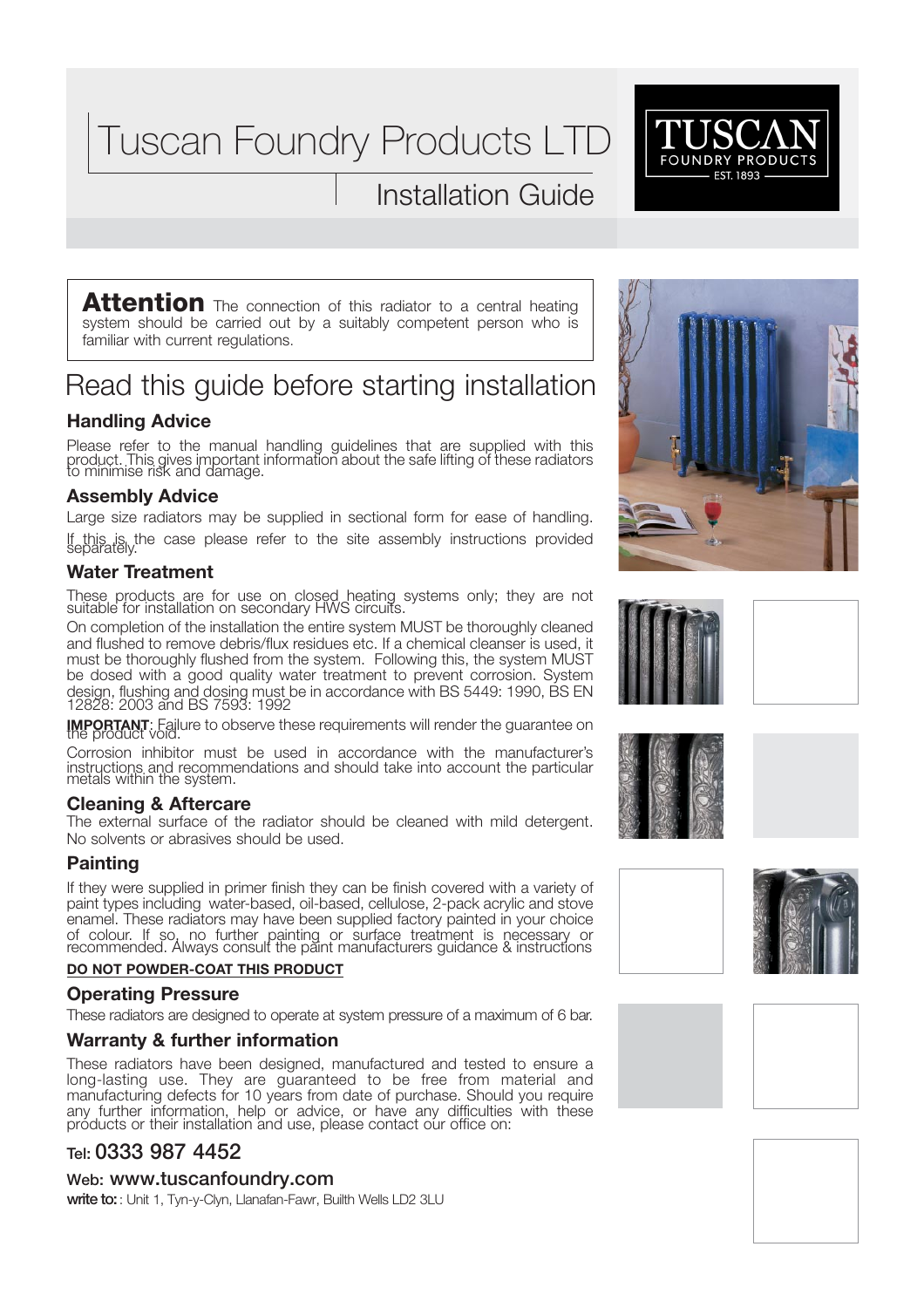# Tuscan Foundry Products LTD

## Installation Guide

**Attention** The connection of this radiator to a central heating system should be carried out by a suitably competent person who is familiar with current regulations.

# Read this guide before starting installation

### Handling Advice

Please refer to the manual handling guidelines that are supplied with this product. This gives important information about the safe lifting of these radiators to minimise risk and damage.

### Assembly Advice

Large size radiators may be supplied in sectional form for ease of handling.

If this is the case please refer to the site assembly instructions provided separately.

### Water Treatment

These products are for use on closed heating systems only; they are not suitable for installation on secondary HWS circuits.

On completion of the installation the entire system MUST be thoroughly cleaned and flushed to remove debris/flux residues etc. If a chemical cleanser is used, it must be thoroughly flushed from the system. Following this, the system MUST be dosed with a good quality water treatment to prevent corrosion. System design, flushing and dosing must be in accordance with BS 5449: 1990, BS EN 12828: 2003 and BS 7593: 1992

**IMPORTANT**: Failure to observe these requirements will render the guarantee on the product void.

Corrosion inhibitor must be used in accordance with the manufacturer's instructions and recommendations and should take into account the particular metals within the system.

### Cleaning & Aftercare

The external surface of the radiator should be cleaned with mild detergent. No solvents or abrasives should be used.

### Painting

If they were supplied in primer finish they can be finish covered with a variety of paint types including water-based, oil-based, cellulose, 2-pack acrylic and stove enamel. These radiators may have been supplied factory painted in your choice of colour. If so, no further painting or surface treatment is necessary or recommended. Always consult the paint manufacturers guidance & instructions

**DO NOT POWDER-COAT THIS PRODUCT**

### Operating Pressure

These radiators are designed to operate at system pressure of a maximum of 6 bar.

### Warranty & further information

These radiators have been designed, manufactured and tested to ensure a long-lasting use. They are guaranteed to be free from material and manufacturing defects for 10 years from date of purchase. Should you require any further information, help or advice, or have any difficulties with these products or their installation and use, please contact our office on:

**Tel:** 0333 987 4452

**Web:** www.tuscanfoundry.com

**write to:** : Unit 1, Tyn-y-Clyn, Llanafan-Fawr, Builth Wells LD2 3LU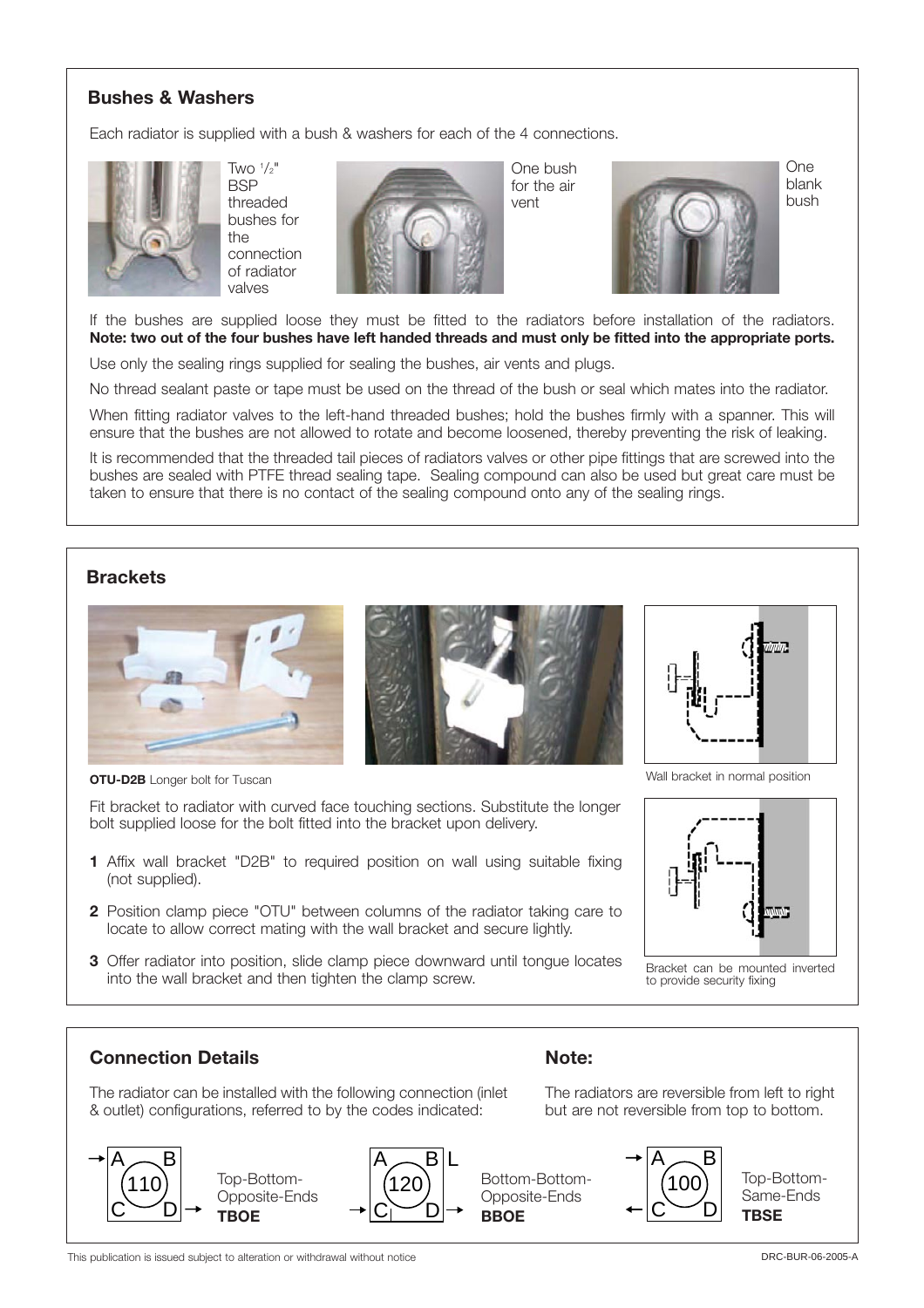## Bushes & Washers

Each radiator is supplied with a bush & washers for each of the 4 connections.

Two ½" BSP threaded bushes for the connection of radiator valves

One bush for the air vent

One blank bush

If the bushes are supplied loose they must be fitted to the radiators before installation of the radiators. **Note: two out of the four bushes have left handed threads and must only be fitted into the appropriate ports.**

Use only the sealing rings supplied for sealing the bushes, air vents and plugs.

No thread sealant paste or tape must be used on the thread of the bush or seal which mates into the radiator.

When fitting radiator valves to the left-hand threaded bushes; hold the bushes firmly with a spanner. This will ensure that the bushes are not allowed to rotate and become loosened, thereby preventing the risk of leaking.

It is recommended that the threaded tail pieces of radiators valves or other pipe fittings that are screwed into the bushes are sealed with PTFE thread sealing tape. Sealing compound can also be used but great care must be taken to ensure that there is no contact of the sealing compound onto any of the sealing rings.

## Brackets

**OTU-D2B** Longer bolt for Tuscan

Wall bracket in normal position

Bracket can be mounted inverted to provide security fixing

Fit bracket to radiator with curved face touching sections. Substitute the longer bolt supplied loose for the bolt fitted into the bracket upon delivery.

1. Affix wall bracket "D2B" to required position on wall using suitable fixing (not supplied).
2. Position clamp piece "OTU" between columns of the radiator taking care to locate to allow correct mating with the wall bracket and secure lightly.
3. Offer radiator into position, slide clamp piece downward until tongue locates into the wall bracket and then tighten the clamp screw.

## Connection Details

The radiator can be installed with the following connection (inlet & outlet) configurations, referred to by the codes indicated:

A B C D 110 — Top-Bottom-Opposite-Ends **TBOE**

A B L C D 120 — Bottom-Bottom-Opposite-Ends **BBOE**

A B C D 100 — Top-Bottom-Same-Ends **TBSE**

## Note:

The radiators are reversible from left to right but are not reversible from top to bottom.

DRC-BUR-06-2005-A